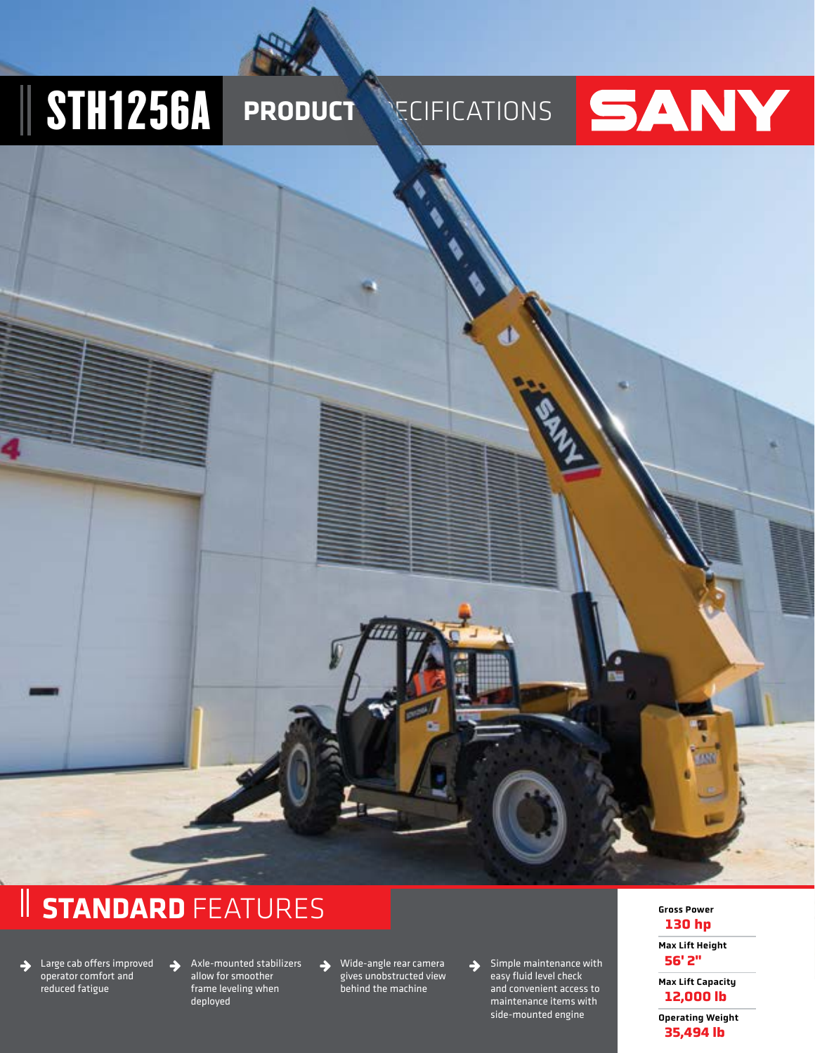# STH1256A PRODUCT SPECIFICATIONS

SANY

## STANDARD FEATURES

- Large cab offers improved operator comfort and reduced fatigue
- Axle-mounted stabilizers allow for smoother frame leveling when deployed
- Wide-angle rear camera gives unobstructed view behind the machine
- Simple maintenance with easy fluid level check and convenient access to maintenance items with side-mounted engine

**Gross Power**
130 hp

**Max Lift Height**
56' 2"

**Max Lift Capacity**
12,000 lb

**Operating Weight**
35,494 lb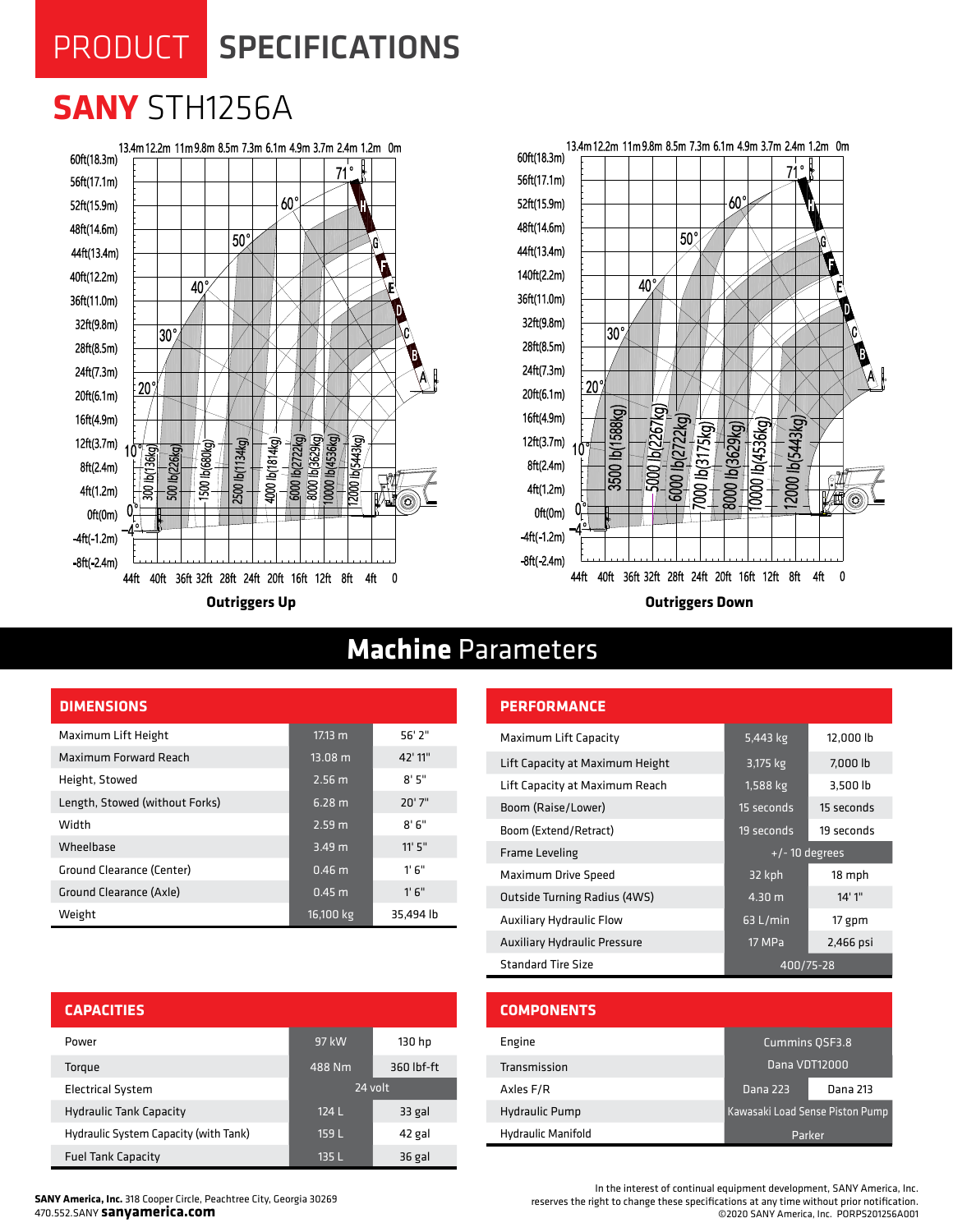# PRODUCT SPECIFICATIONS

## SANY STH1256A

13.4m 12.2m 11m 9.8m 8.5m 7.3m 6.1m 4.9m 3.7m 2.4m 1.2m 0m

60ft(18.3m) 56ft(17.1m) 52ft(15.9m) 48ft(14.6m) 44ft(13.4m) 40ft(12.2m) 36ft(11.0m) 32ft(9.8m) 28ft(8.5m) 24ft(7.3m) 20ft(6.1m) 16ft(4.9m) 12ft(3.7m) 8ft(2.4m) 4ft(1.2m) 0ft(0m) -4ft(-1.2m) -8ft(-2.4m)

71° 60° 50° 40° 30° 20° 10° 0° -4°

A B C D E F G H

300 lb(136kg) 500 lb(226kg) 1500 lb(680kg) 2500 lb(1134kg) 4000 lb(1814kg) 6000 lb(2722kg) 8000 lb(3629kg) 10000 lb(4536kg) 12000 lb(5443kg)

44ft 40ft 36ft 32ft 28ft 24ft 20ft 16ft 12ft 8ft 4ft 0

**Outriggers Up**

13.4m 12.2m 11m 9.8m 8.5m 7.3m 6.1m 4.9m 3.7m 2.4m 1.2m 0m

60ft(18.3m) 56ft(17.1m) 52ft(15.9m) 48ft(14.6m) 44ft(13.4m) 140ft(12.2m) 36ft(11.0m) 32ft(9.8m) 28ft(8.5m) 24ft(7.3m) 20ft(6.1m) 16ft(4.9m) 12ft(3.7m) 8ft(2.4m) 4ft(1.2m) 0ft(0m) -4ft(-1.2m) -8ft(-2.4m)

71° 60° 50° 40° 30° 20° 10° -4°

A B C D E F G H

3500 lb(1588kg) 5000 lb(2267kg) 6000 lb(2722kg) 7000 lb(3175kg) 8000 lb(3629kg) 10000 lb(4536kg) 12000 lb(5443kg)

44ft 40ft 36ft 32ft 28ft 24ft 20ft 16ft 12ft 8ft 4ft 0

**Outriggers Down**

# **Machine** Parameters

### DIMENSIONS

| | | |
|---|---|---|
| Maximum Lift Height | 17.13 m | 56' 2" |
| Maximum Forward Reach | 13.08 m | 42' 11" |
| Height, Stowed | 2.56 m | 8' 5" |
| Length, Stowed (without Forks) | 6.28 m | 20' 7" |
| Width | 2.59 m | 8' 6" |
| Wheelbase | 3.49 m | 11' 5" |
| Ground Clearance (Center) | 0.46 m | 1' 6" |
| Ground Clearance (Axle) | 0.45 m | 1' 6" |
| Weight | 16,100 kg | 35,494 lb |

### PERFORMANCE

| | | |
|---|---|---|
| Maximum Lift Capacity | 5,443 kg | 12,000 lb |
| Lift Capacity at Maximum Height | 3,175 kg | 7,000 lb |
| Lift Capacity at Maximum Reach | 1,588 kg | 3,500 lb |
| Boom (Raise/Lower) | 15 seconds | 15 seconds |
| Boom (Extend/Retract) | 19 seconds | 19 seconds |
| Frame Leveling | +/- 10 degrees | |
| Maximum Drive Speed | 32 kph | 18 mph |
| Outside Turning Radius (4WS) | 4.30 m | 14' 1" |
| Auxiliary Hydraulic Flow | 63 L/min | 17 gpm |
| Auxiliary Hydraulic Pressure | 17 MPa | 2,466 psi |
| Standard Tire Size | 400/75-28 | |

### CAPACITIES

| | | |
|---|---|---|
| Power | 97 kW | 130 hp |
| Torque | 488 Nm | 360 lbf-ft |
| Electrical System | 24 volt | |
| Hydraulic Tank Capacity | 124 L | 33 gal |
| Hydraulic System Capacity (with Tank) | 159 L | 42 gal |
| Fuel Tank Capacity | 135 L | 36 gal |

### COMPONENTS

| | | |
|---|---|---|
| Engine | Cummins QSF3.8 | |
| Transmission | Dana VDT12000 | |
| Axles F/R | Dana 223 | Dana 213 |
| Hydraulic Pump | Kawasaki Load Sense Piston Pump | |
| Hydraulic Manifold | Parker | |

**SANY America, Inc.** 318 Cooper Circle, Peachtree City, Georgia 30269
470.552.SANY **sanyamerica.com**

In the interest of continual equipment development, SANY America, Inc. reserves the right to change these specifications at any time without prior notification.
©2020 SANY America, Inc. PORPS201256A001